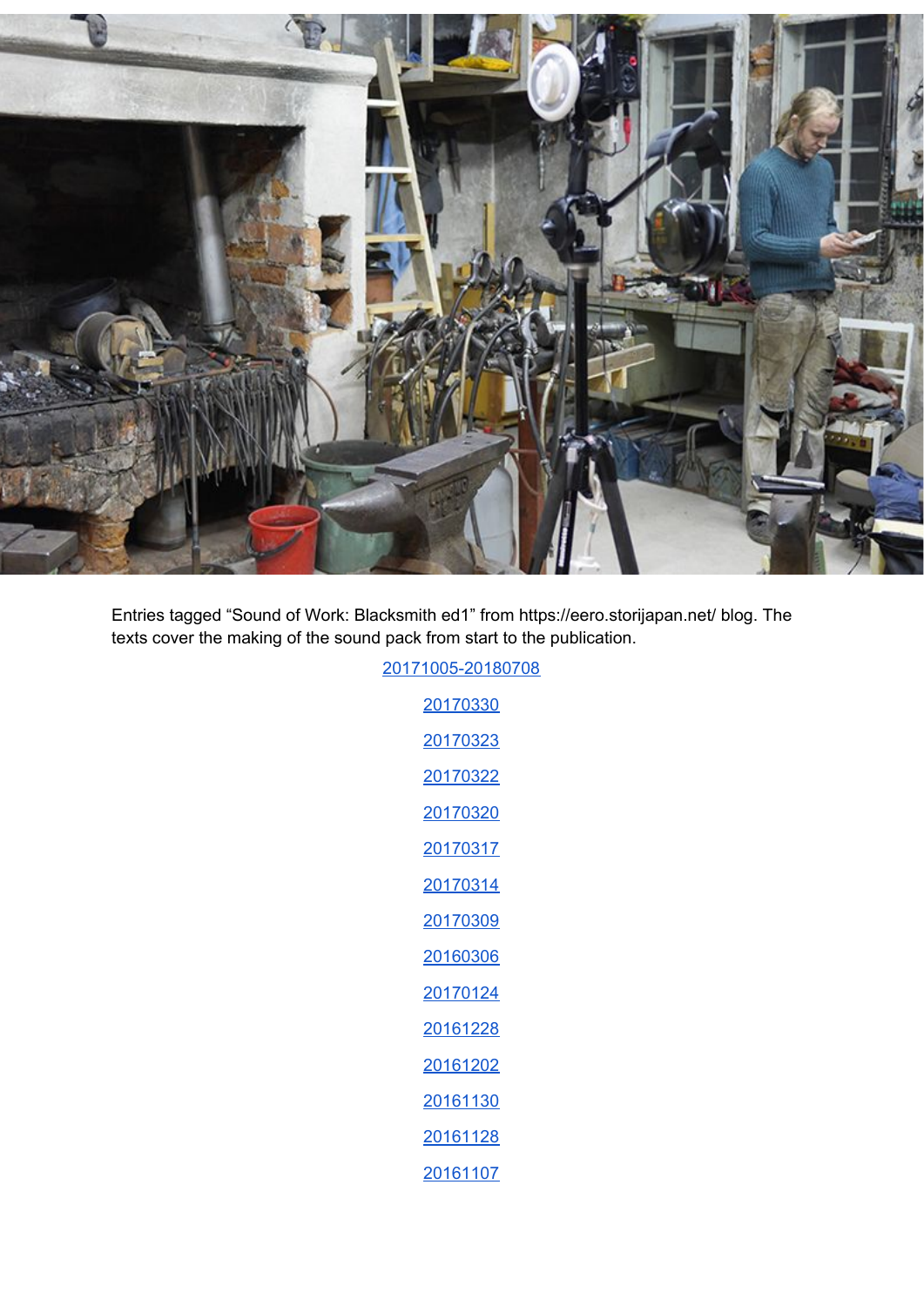Entries tagged “Sound of Work: Blacksmith ed1” from https://eero.storijapan.net/ blog. The texts cover the making of the sound pack from start to the publication.

[20171005-20180708]()

[20170330]()

[20170323]()

[20170322]()

[20170320]()

[20170317]()

[20170314]()

[20170309]()

[20160306]()

[20170124]()

[20161228]()

[20161202]()

[20161130]()

[20161128]()

[20161107]()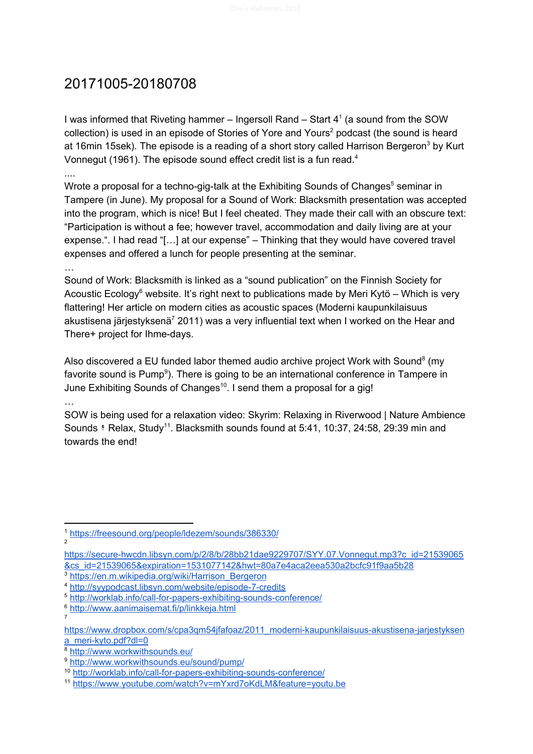# 20171005-20180708

I was informed that Riveting hammer – Ingersoll Rand – Start 4[1] (a sound from the SOW collection) is used in an episode of Stories of Yore and Yours[2] podcast (the sound is heard at 16min 15sek). The episode is a reading of a short story called Harrison Bergeron[3] by Kurt Vonnegut (1961). The episode sound effect credit list is a fun read.[4]

....

Wrote a proposal for a techno-gig-talk at the Exhibiting Sounds of Changes[5] seminar in Tampere (in June). My proposal for a Sound of Work: Blacksmith presentation was accepted into the program, which is nice! But I feel cheated. They made their call with an obscure text: "Participation is without a fee; however travel, accommodation and daily living are at your expense.". I had read "[…] at our expense" – Thinking that they would have covered travel expenses and offered a lunch for people presenting at the seminar.

…

Sound of Work: Blacksmith is linked as a "sound publication" on the Finnish Society for Acoustic Ecology[6] website. It's right next to publications made by Meri Kytö – Which is very flattering! Her article on modern cities as acoustic spaces (Moderni kaupunkilaisuus akustisena järjestyksenä[7] 2011) was a very influential text when I worked on the Hear and There+ project for Ihme-days.

Also discovered a EU funded labor themed audio archive project Work with Sound[8] (my favorite sound is Pump[9]). There is going to be an international conference in Tampere in June Exhibiting Sounds of Changes[10]. I send them a proposal for a gig!

…

SOW is being used for a relaxation video: Skyrim: Relaxing in Riverwood | Nature Ambience Sounds ↟ Relax, Study[11]. Blacksmith sounds found at 5:41, 10:37, 24:58, 29:39 min and towards the end!

---

[1] https://freesound.org/people/ldezem/sounds/386330/

[2] https://secure-hwcdn.libsyn.com/p/2/8/b/28bb21dae9229707/SYY.07.Vonnegut.mp3?c_id=21539065&cs_id=21539065&expiration=1531077142&hwt=80a7e4aca2eea530a2bcfc91f9aa5b28

[3] https://en.m.wikipedia.org/wiki/Harrison_Bergeron

[4] http://syypodcast.libsyn.com/website/episode-7-credits

[5] http://worklab.info/call-for-papers-exhibiting-sounds-conference/

[6] http://www.aanimaisemat.fi/p/linkkeja.html

[7] https://www.dropbox.com/s/cpa3qm54jfafoaz/2011_moderni-kaupunkilaisuus-akustisena-jarjestyksena_meri-kyto.pdf?dl=0

[8] http://www.workwithsounds.eu/

[9] http://www.workwithsounds.eu/sound/pump/

[10] http://worklab.info/call-for-papers-exhibiting-sounds-conference/

[11] https://www.youtube.com/watch?v=mYxrd7oKdLM&feature=youtu.be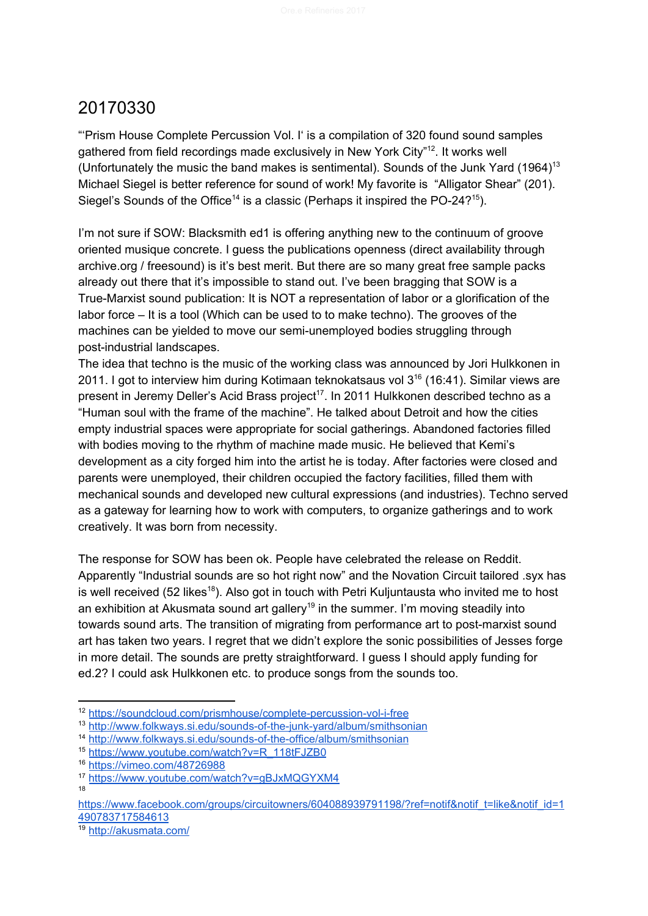# 20170330

"'Prism House Complete Percussion Vol. I' is a compilation of 320 found sound samples gathered from field recordings made exclusively in New York City"[12]. It works well (Unfortunately the music the band makes is sentimental). Sounds of the Junk Yard (1964)[13] Michael Siegel is better reference for sound of work! My favorite is "Alligator Shear" (201). Siegel's Sounds of the Office[14] is a classic (Perhaps it inspired the PO-24?[15]).

I'm not sure if SOW: Blacksmith ed1 is offering anything new to the continuum of groove oriented musique concrete. I guess the publications openness (direct availability through archive.org / freesound) is it's best merit. But there are so many great free sample packs already out there that it's impossible to stand out. I've been bragging that SOW is a True-Marxist sound publication: It is NOT a representation of labor or a glorification of the labor force – It is a tool (Which can be used to to make techno). The grooves of the machines can be yielded to move our semi-unemployed bodies struggling through post-industrial landscapes.

The idea that techno is the music of the working class was announced by Jori Hulkkonen in 2011. I got to interview him during Kotimaan teknokatsaus vol 3[16] (16:41). Similar views are present in Jeremy Deller's Acid Brass project[17]. In 2011 Hulkkonen described techno as a "Human soul with the frame of the machine". He talked about Detroit and how the cities empty industrial spaces were appropriate for social gatherings. Abandoned factories filled with bodies moving to the rhythm of machine made music. He believed that Kemi's development as a city forged him into the artist he is today. After factories were closed and parents were unemployed, their children occupied the factory facilities, filled them with mechanical sounds and developed new cultural expressions (and industries). Techno served as a gateway for learning how to work with computers, to organize gatherings and to work creatively. It was born from necessity.

The response for SOW has been ok. People have celebrated the release on Reddit. Apparently "Industrial sounds are so hot right now" and the Novation Circuit tailored .syx has is well received (52 likes[18]). Also got in touch with Petri Kuljuntausta who invited me to host an exhibition at Akusmata sound art gallery[19] in the summer. I'm moving steadily into towards sound arts. The transition of migrating from performance art to post-marxist sound art has taken two years. I regret that we didn't explore the sonic possibilities of Jesses forge in more detail. The sounds are pretty straightforward. I guess I should apply funding for ed.2? I could ask Hulkkonen etc. to produce songs from the sounds too.

---

[12] https://soundcloud.com/prismhouse/complete-percussion-vol-i-free
[13] http://www.folkways.si.edu/sounds-of-the-junk-yard/album/smithsonian
[14] http://www.folkways.si.edu/sounds-of-the-office/album/smithsonian
[15] https://www.youtube.com/watch?v=R_118tFJZB0
[16] https://vimeo.com/48726988
[17] https://www.youtube.com/watch?v=gBJxMQGYXM4
[18] https://www.facebook.com/groups/circuitowners/604088939791198/?ref=notif&notif_t=like&notif_id=1490783717584613
[19] http://akusmata.com/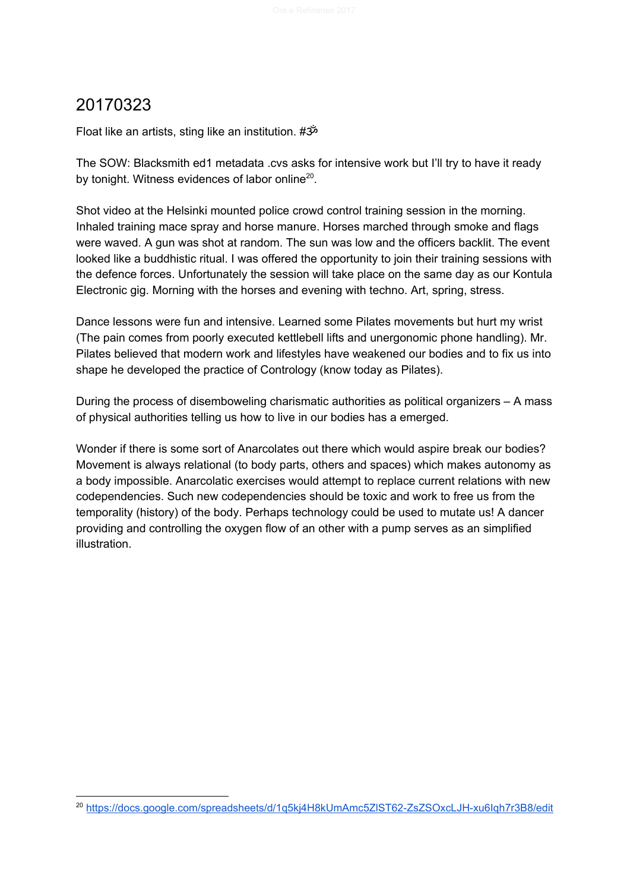# 20170323

Float like an artists, sting like an institution. #ॐ

The SOW: Blacksmith ed1 metadata .cvs asks for intensive work but I'll try to have it ready by tonight. Witness evidences of labor online[20].

Shot video at the Helsinki mounted police crowd control training session in the morning. Inhaled training mace spray and horse manure. Horses marched through smoke and flags were waved. A gun was shot at random. The sun was low and the officers backlit. The event looked like a buddhistic ritual. I was offered the opportunity to join their training sessions with the defence forces. Unfortunately the session will take place on the same day as our Kontula Electronic gig. Morning with the horses and evening with techno. Art, spring, stress.

Dance lessons were fun and intensive. Learned some Pilates movements but hurt my wrist (The pain comes from poorly executed kettlebell lifts and unergonomic phone handling). Mr. Pilates believed that modern work and lifestyles have weakened our bodies and to fix us into shape he developed the practice of Contrology (know today as Pilates).

During the process of disemboweling charismatic authorities as political organizers – A mass of physical authorities telling us how to live in our bodies has a emerged.

Wonder if there is some sort of Anarcolates out there which would aspire break our bodies? Movement is always relational (to body parts, others and spaces) which makes autonomy as a body impossible. Anarcolatic exercises would attempt to replace current relations with new codependencies. Such new codependencies should be toxic and work to free us from the temporality (history) of the body. Perhaps technology could be used to mutate us! A dancer providing and controlling the oxygen flow of an other with a pump serves as an simplified illustration.

---

[20] https://docs.google.com/spreadsheets/d/1q5kj4H8kUmAmc5ZlST62-ZsZSOxcLJH-xu6Iqh7r3B8/edit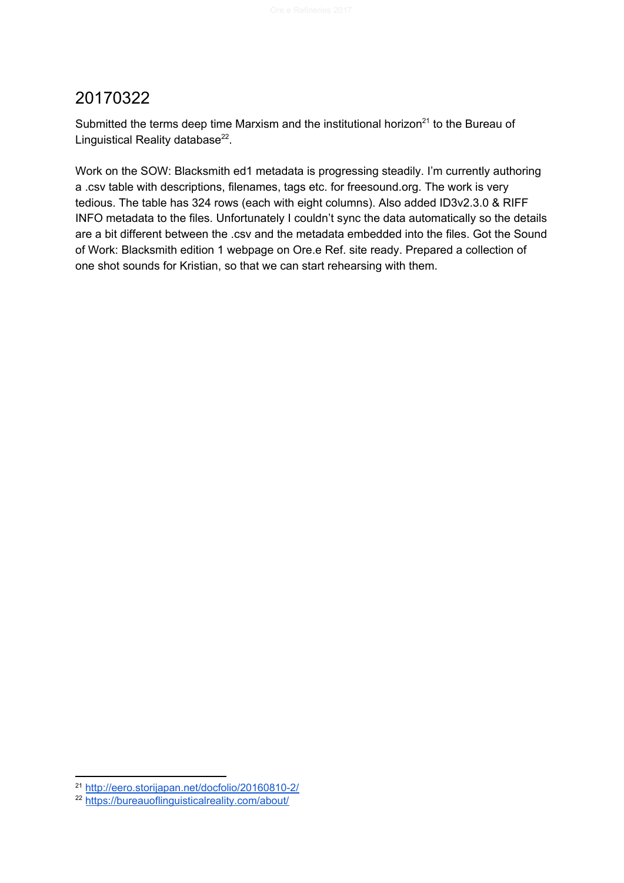# 20170322

Submitted the terms deep time Marxism and the institutional horizon[21] to the Bureau of Linguistical Reality database[22].

Work on the SOW: Blacksmith ed1 metadata is progressing steadily. I'm currently authoring a .csv table with descriptions, filenames, tags etc. for freesound.org. The work is very tedious. The table has 324 rows (each with eight columns). Also added ID3v2.3.0 & RIFF INFO metadata to the files. Unfortunately I couldn't sync the data automatically so the details are a bit different between the .csv and the metadata embedded into the files. Got the Sound of Work: Blacksmith edition 1 webpage on Ore.e Ref. site ready. Prepared a collection of one shot sounds for Kristian, so that we can start rehearsing with them.

---

[21] http://eero.storijapan.net/docfolio/20160810-2/

[22] https://bureauoflinguisticalreality.com/about/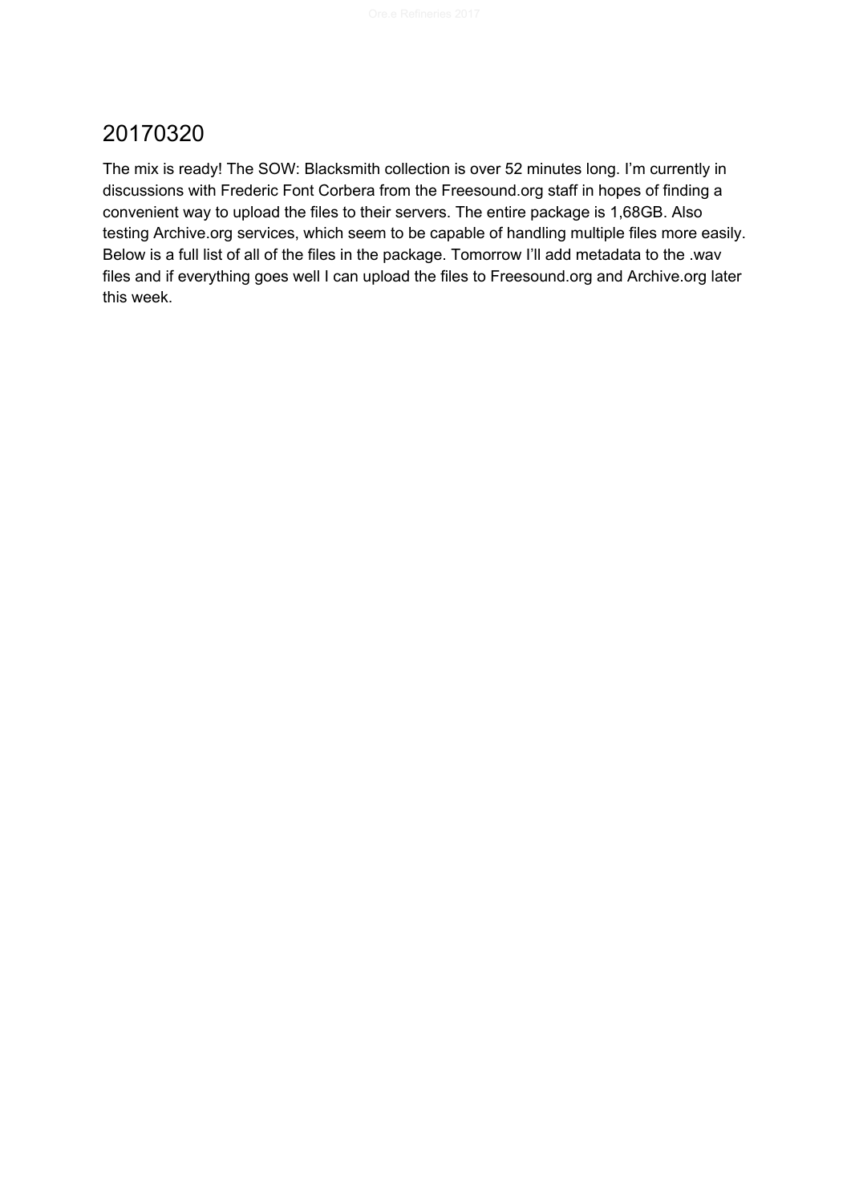## 20170320

The mix is ready! The SOW: Blacksmith collection is over 52 minutes long. I’m currently in discussions with Frederic Font Corbera from the Freesound.org staff in hopes of finding a convenient way to upload the files to their servers. The entire package is 1,68GB. Also testing Archive.org services, which seem to be capable of handling multiple files more easily. Below is a full list of all of the files in the package. Tomorrow I’ll add metadata to the .wav files and if everything goes well I can upload the files to Freesound.org and Archive.org later this week.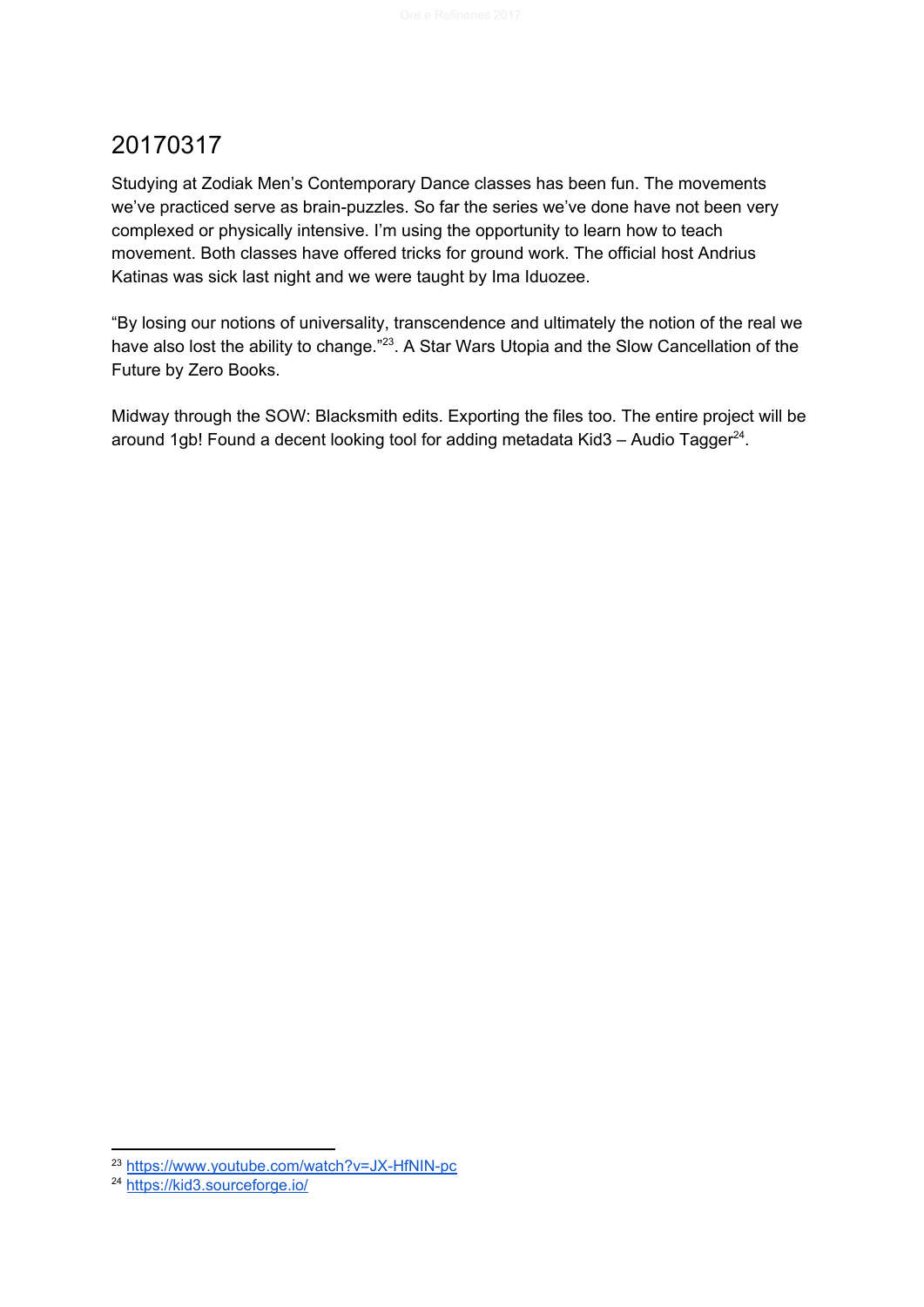# 20170317

Studying at Zodiak Men's Contemporary Dance classes has been fun. The movements we've practiced serve as brain-puzzles. So far the series we've done have not been very complexed or physically intensive. I'm using the opportunity to learn how to teach movement. Both classes have offered tricks for ground work. The official host Andrius Katinas was sick last night and we were taught by Ima Iduozee.

"By losing our notions of universality, transcendence and ultimately the notion of the real we have also lost the ability to change."[23]. A Star Wars Utopia and the Slow Cancellation of the Future by Zero Books.

Midway through the SOW: Blacksmith edits. Exporting the files too. The entire project will be around 1gb! Found a decent looking tool for adding metadata Kid3 – Audio Tagger[24].

---

[23] https://www.youtube.com/watch?v=JX-HfNIN-pc

[24] https://kid3.sourceforge.io/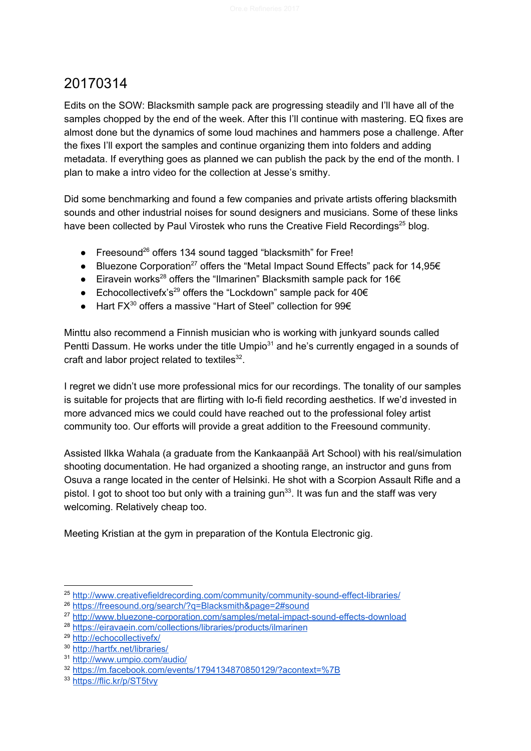# 20170314

Edits on the SOW: Blacksmith sample pack are progressing steadily and I'll have all of the samples chopped by the end of the week. After this I'll continue with mastering. EQ fixes are almost done but the dynamics of some loud machines and hammers pose a challenge. After the fixes I'll export the samples and continue organizing them into folders and adding metadata. If everything goes as planned we can publish the pack by the end of the month. I plan to make a intro video for the collection at Jesse's smithy.

Did some benchmarking and found a few companies and private artists offering blacksmith sounds and other industrial noises for sound designers and musicians. Some of these links have been collected by Paul Virostek who runs the Creative Field Recordings[25] blog.

- Freesound[26] offers 134 sound tagged "blacksmith" for Free!
- Bluezone Corporation[27] offers the "Metal Impact Sound Effects" pack for 14,95€
- Eiravein works[28] offers the "Ilmarinen" Blacksmith sample pack for 16€
- Echocollectivefx's[29] offers the "Lockdown" sample pack for 40€
- Hart FX[30] offers a massive "Hart of Steel" collection for 99€

Minttu also recommend a Finnish musician who is working with junkyard sounds called Pentti Dassum. He works under the title Umpio[31] and he's currently engaged in a sounds of craft and labor project related to textiles[32].

I regret we didn't use more professional mics for our recordings. The tonality of our samples is suitable for projects that are flirting with lo-fi field recording aesthetics. If we'd invested in more advanced mics we could could have reached out to the professional foley artist community too. Our efforts will provide a great addition to the Freesound community.

Assisted Ilkka Wahala (a graduate from the Kankaanpää Art School) with his real/simulation shooting documentation. He had organized a shooting range, an instructor and guns from Osuva a range located in the center of Helsinki. He shot with a Scorpion Assault Rifle and a pistol. I got to shoot too but only with a training gun[33]. It was fun and the staff was very welcoming. Relatively cheap too.

Meeting Kristian at the gym in preparation of the Kontula Electronic gig.

---

[25] http://www.creativefieldrecording.com/community/community-sound-effect-libraries/
[26] https://freesound.org/search/?q=Blacksmith&page=2#sound
[27] http://www.bluezone-corporation.com/samples/metal-impact-sound-effects-download
[28] https://eiravaein.com/collections/libraries/products/ilmarinen
[29] http://echocollectivefx/
[30] http://hartfx.net/libraries/
[31] http://www.umpio.com/audio/
[32] https://m.facebook.com/events/1794134870850129/?acontext=%7B
[33] https://flic.kr/p/ST5tvy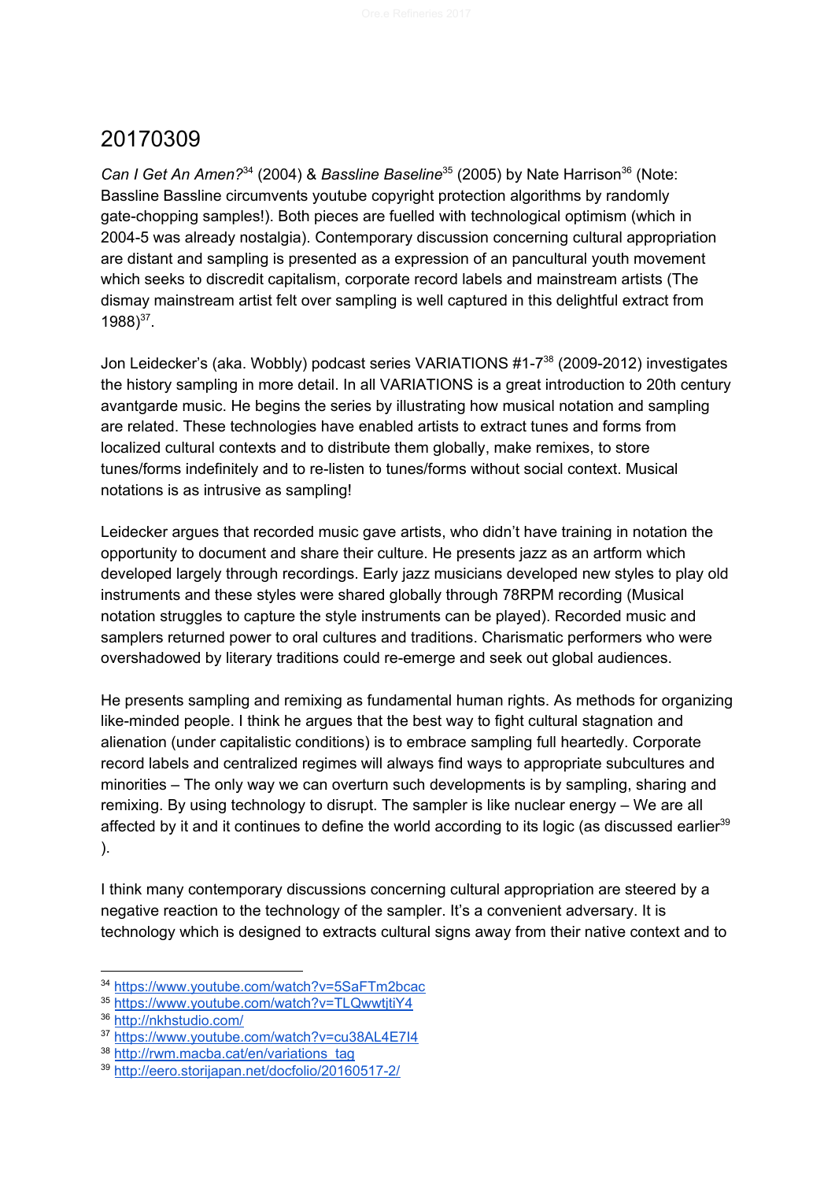# 20170309

*Can I Get An Amen?*[34] (2004) & *Bassline Baseline*[35] (2005) by Nate Harrison[36] (Note: Bassline Bassline circumvents youtube copyright protection algorithms by randomly gate-chopping samples!). Both pieces are fuelled with technological optimism (which in 2004-5 was already nostalgia). Contemporary discussion concerning cultural appropriation are distant and sampling is presented as a expression of an pancultural youth movement which seeks to discredit capitalism, corporate record labels and mainstream artists (The dismay mainstream artist felt over sampling is well captured in this delightful extract from 1988)[37].

Jon Leidecker's (aka. Wobbly) podcast series VARIATIONS #1-7[38] (2009-2012) investigates the history sampling in more detail. In all VARIATIONS is a great introduction to 20th century avantgarde music. He begins the series by illustrating how musical notation and sampling are related. These technologies have enabled artists to extract tunes and forms from localized cultural contexts and to distribute them globally, make remixes, to store tunes/forms indefinitely and to re-listen to tunes/forms without social context. Musical notations is as intrusive as sampling!

Leidecker argues that recorded music gave artists, who didn't have training in notation the opportunity to document and share their culture. He presents jazz as an artform which developed largely through recordings. Early jazz musicians developed new styles to play old instruments and these styles were shared globally through 78RPM recording (Musical notation struggles to capture the style instruments can be played). Recorded music and samplers returned power to oral cultures and traditions. Charismatic performers who were overshadowed by literary traditions could re-emerge and seek out global audiences.

He presents sampling and remixing as fundamental human rights. As methods for organizing like-minded people. I think he argues that the best way to fight cultural stagnation and alienation (under capitalistic conditions) is to embrace sampling full heartedly. Corporate record labels and centralized regimes will always find ways to appropriate subcultures and minorities – The only way we can overturn such developments is by sampling, sharing and remixing. By using technology to disrupt. The sampler is like nuclear energy – We are all affected by it and it continues to define the world according to its logic (as discussed earlier[39]).

I think many contemporary discussions concerning cultural appropriation are steered by a negative reaction to the technology of the sampler. It's a convenient adversary. It is technology which is designed to extracts cultural signs away from their native context and to

---

[34] https://www.youtube.com/watch?v=5SaFTm2bcac
[35] https://www.youtube.com/watch?v=TLQwwtjtiY4
[36] http://nkhstudio.com/
[37] https://www.youtube.com/watch?v=cu38AL4E7I4
[38] http://rwm.macba.cat/en/variations_tag
[39] http://eero.storijapan.net/docfolio/20160517-2/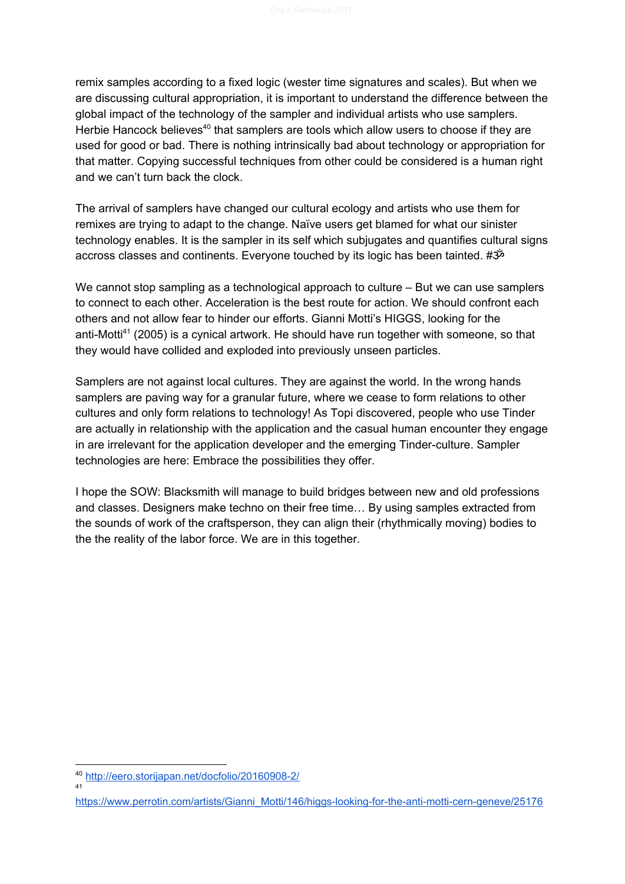remix samples according to a fixed logic (wester time signatures and scales). But when we are discussing cultural appropriation, it is important to understand the difference between the global impact of the technology of the sampler and individual artists who use samplers. Herbie Hancock believes[40] that samplers are tools which allow users to choose if they are used for good or bad. There is nothing intrinsically bad about technology or appropriation for that matter. Copying successful techniques from other could be considered is a human right and we can't turn back the clock.

The arrival of samplers have changed our cultural ecology and artists who use them for remixes are trying to adapt to the change. Naïve users get blamed for what our sinister technology enables. It is the sampler in its self which subjugates and quantifies cultural signs accross classes and continents. Everyone touched by its logic has been tainted. #ॐ

We cannot stop sampling as a technological approach to culture – But we can use samplers to connect to each other. Acceleration is the best route for action. We should confront each others and not allow fear to hinder our efforts. Gianni Motti's HIGGS, looking for the anti-Motti[41] (2005) is a cynical artwork. He should have run together with someone, so that they would have collided and exploded into previously unseen particles.

Samplers are not against local cultures. They are against the world. In the wrong hands samplers are paving way for a granular future, where we cease to form relations to other cultures and only form relations to technology! As Topi discovered, people who use Tinder are actually in relationship with the application and the casual human encounter they engage in are irrelevant for the application developer and the emerging Tinder-culture. Sampler technologies are here: Embrace the possibilities they offer.

I hope the SOW: Blacksmith will manage to build bridges between new and old professions and classes. Designers make techno on their free time… By using samples extracted from the sounds of work of the craftsperson, they can align their (rhythmically moving) bodies to the the reality of the labor force. We are in this together.

---

[40] http://eero.storijapan.net/docfolio/20160908-2/

[41] https://www.perrotin.com/artists/Gianni_Motti/146/higgs-looking-for-the-anti-motti-cern-geneve/25176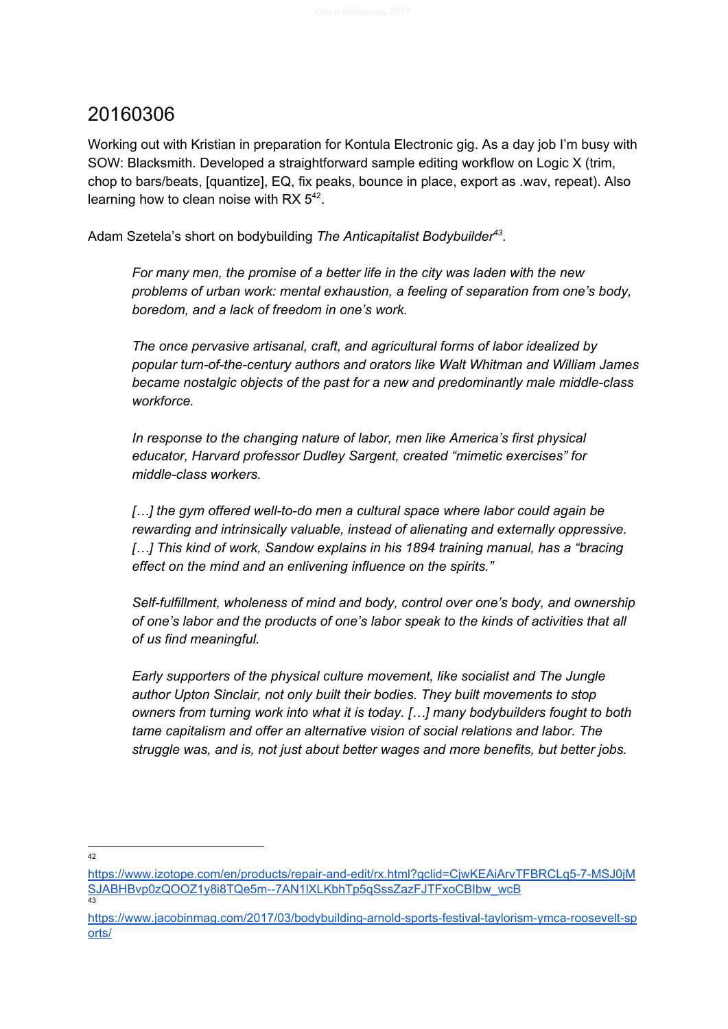# 20160306

Working out with Kristian in preparation for Kontula Electronic gig. As a day job I'm busy with SOW: Blacksmith. Developed a straightforward sample editing workflow on Logic X (trim, chop to bars/beats, [quantize], EQ, fix peaks, bounce in place, export as .wav, repeat). Also learning how to clean noise with RX 5[42].

Adam Szetela's short on bodybuilding *The Anticapitalist Bodybuilder*[43].

> *For many men, the promise of a better life in the city was laden with the new problems of urban work: mental exhaustion, a feeling of separation from one's body, boredom, and a lack of freedom in one's work.*
>
> *The once pervasive artisanal, craft, and agricultural forms of labor idealized by popular turn-of-the-century authors and orators like Walt Whitman and William James became nostalgic objects of the past for a new and predominantly male middle-class workforce.*
>
> *In response to the changing nature of labor, men like America's first physical educator, Harvard professor Dudley Sargent, created "mimetic exercises" for middle-class workers.*
>
> *[…] the gym offered well-to-do men a cultural space where labor could again be rewarding and intrinsically valuable, instead of alienating and externally oppressive. […] This kind of work, Sandow explains in his 1894 training manual, has a "bracing effect on the mind and an enlivening influence on the spirits."*
>
> *Self-fulfillment, wholeness of mind and body, control over one's body, and ownership of one's labor and the products of one's labor speak to the kinds of activities that all of us find meaningful.*
>
> *Early supporters of the physical culture movement, like socialist and The Jungle author Upton Sinclair, not only built their bodies. They built movements to stop owners from turning work into what it is today. […] many bodybuilders fought to both tame capitalism and offer an alternative vision of social relations and labor. The struggle was, and is, not just about better wages and more benefits, but better jobs.*

---

[42] https://www.izotope.com/en/products/repair-and-edit/rx.html?gclid=CjwKEAiArvTFBRCLq5-7-MSJ0jMSJABHBvp0zQOOZ1y8i8TQe5m--7AN1lXLKbhTp5qSssZazFJTFxoCBIbw_wcB

[43] https://www.jacobinmag.com/2017/03/bodybuilding-arnold-sports-festival-taylorism-ymca-roosevelt-sports/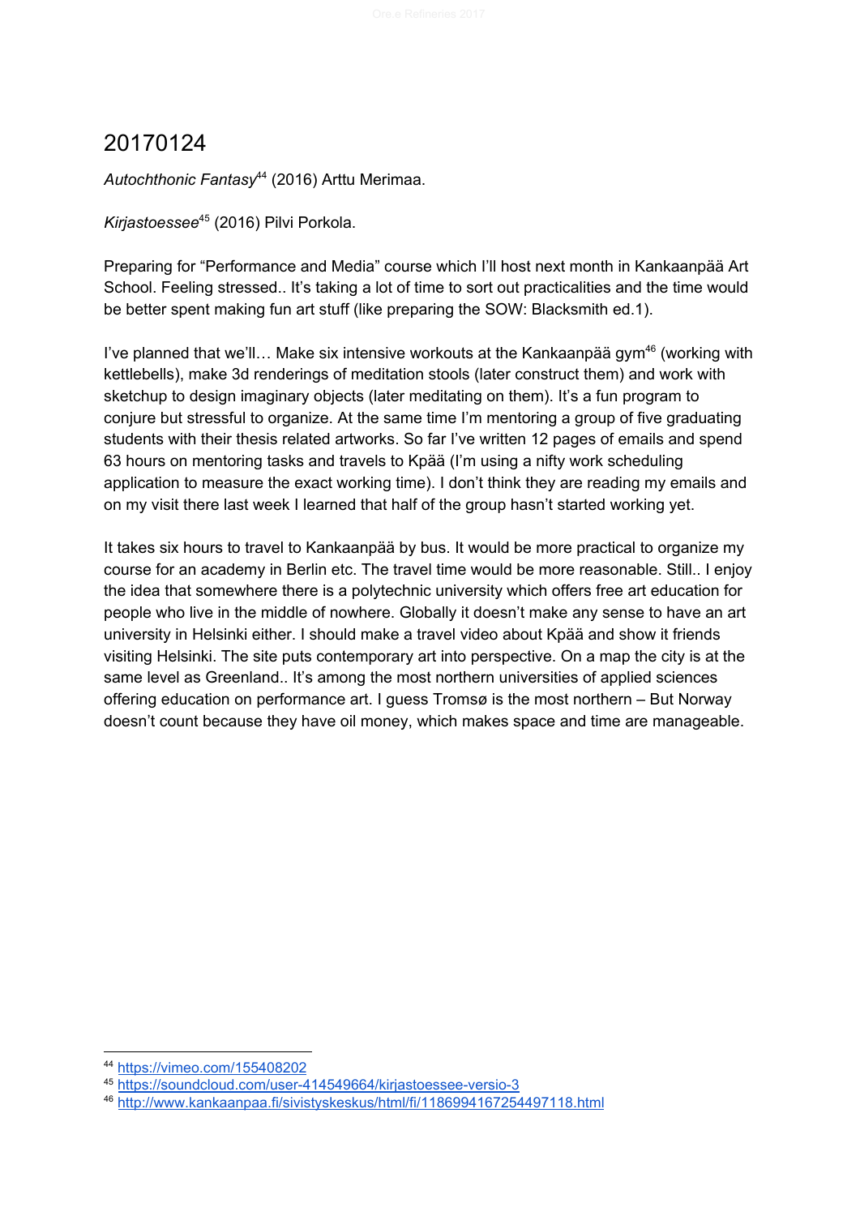# 20170124

*Autochthonic Fantasy*[44] (2016) Arttu Merimaa.

*Kirjastoessee*[45] (2016) Pilvi Porkola.

Preparing for "Performance and Media" course which I'll host next month in Kankaanpää Art School. Feeling stressed.. It's taking a lot of time to sort out practicalities and the time would be better spent making fun art stuff (like preparing the SOW: Blacksmith ed.1).

I've planned that we'll… Make six intensive workouts at the Kankaanpää gym[46] (working with kettlebells), make 3d renderings of meditation stools (later construct them) and work with sketchup to design imaginary objects (later meditating on them). It's a fun program to conjure but stressful to organize. At the same time I'm mentoring a group of five graduating students with their thesis related artworks. So far I've written 12 pages of emails and spend 63 hours on mentoring tasks and travels to Kpää (I'm using a nifty work scheduling application to measure the exact working time). I don't think they are reading my emails and on my visit there last week I learned that half of the group hasn't started working yet.

It takes six hours to travel to Kankaanpää by bus. It would be more practical to organize my course for an academy in Berlin etc. The travel time would be more reasonable. Still.. I enjoy the idea that somewhere there is a polytechnic university which offers free art education for people who live in the middle of nowhere. Globally it doesn't make any sense to have an art university in Helsinki either. I should make a travel video about Kpää and show it friends visiting Helsinki. The site puts contemporary art into perspective. On a map the city is at the same level as Greenland.. It's among the most northern universities of applied sciences offering education on performance art. I guess Tromsø is the most northern – But Norway doesn't count because they have oil money, which makes space and time are manageable.

---

[44] https://vimeo.com/155408202

[45] https://soundcloud.com/user-414549664/kirjastoessee-versio-3

[46] http://www.kankaanpaa.fi/sivistyskeskus/html/fi/1186994167254497118.html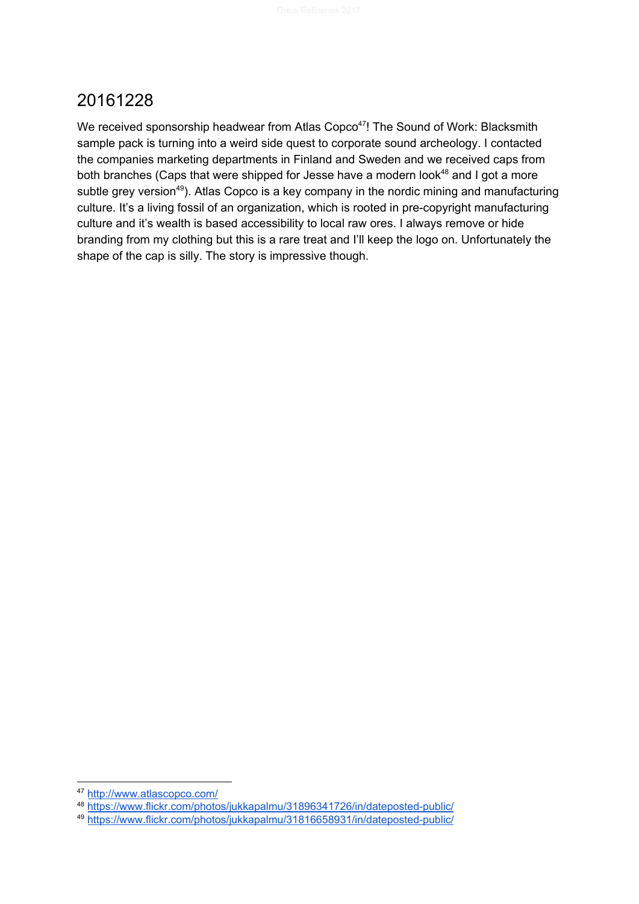# 20161228

We received sponsorship headwear from Atlas Copco[47]! The Sound of Work: Blacksmith sample pack is turning into a weird side quest to corporate sound archeology. I contacted the companies marketing departments in Finland and Sweden and we received caps from both branches (Caps that were shipped for Jesse have a modern look[48] and I got a more subtle grey version[49]). Atlas Copco is a key company in the nordic mining and manufacturing culture. It's a living fossil of an organization, which is rooted in pre-copyright manufacturing culture and it's wealth is based accessibility to local raw ores. I always remove or hide branding from my clothing but this is a rare treat and I'll keep the logo on. Unfortunately the shape of the cap is silly. The story is impressive though.

[47] http://www.atlascopco.com/

[48] https://www.flickr.com/photos/jukkapalmu/31896341726/in/dateposted-public/

[49] https://www.flickr.com/photos/jukkapalmu/31816658931/in/dateposted-public/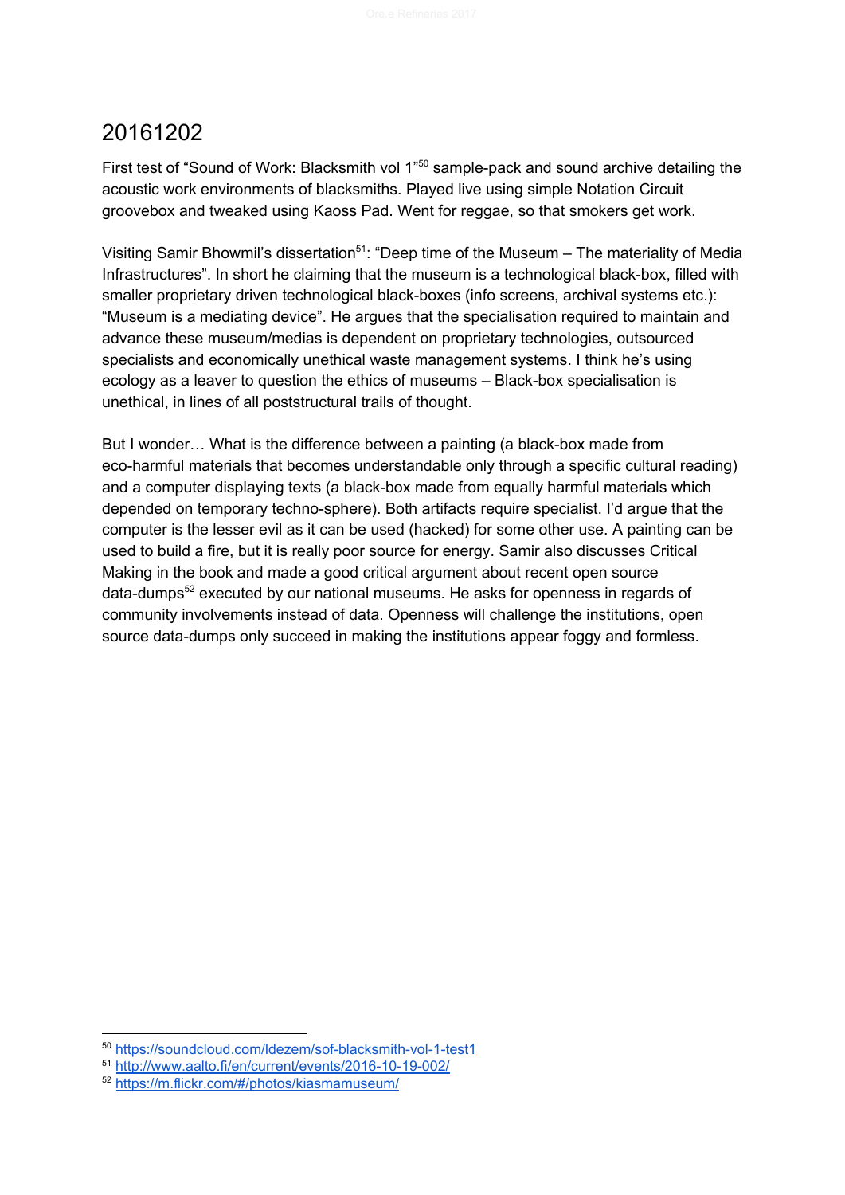## 20161202

First test of "Sound of Work: Blacksmith vol 1"[50] sample-pack and sound archive detailing the acoustic work environments of blacksmiths. Played live using simple Notation Circuit groovebox and tweaked using Kaoss Pad. Went for reggae, so that smokers get work.

Visiting Samir Bhowmil's dissertation[51]: "Deep time of the Museum – The materiality of Media Infrastructures". In short he claiming that the museum is a technological black-box, filled with smaller proprietary driven technological black-boxes (info screens, archival systems etc.): "Museum is a mediating device". He argues that the specialisation required to maintain and advance these museum/medias is dependent on proprietary technologies, outsourced specialists and economically unethical waste management systems. I think he's using ecology as a leaver to question the ethics of museums – Black-box specialisation is unethical, in lines of all poststructural trails of thought.

But I wonder… What is the difference between a painting (a black-box made from eco-harmful materials that becomes understandable only through a specific cultural reading) and a computer displaying texts (a black-box made from equally harmful materials which depended on temporary techno-sphere). Both artifacts require specialist. I'd argue that the computer is the lesser evil as it can be used (hacked) for some other use. A painting can be used to build a fire, but it is really poor source for energy. Samir also discusses Critical Making in the book and made a good critical argument about recent open source data-dumps[52] executed by our national museums. He asks for openness in regards of community involvements instead of data. Openness will challenge the institutions, open source data-dumps only succeed in making the institutions appear foggy and formless.

---

[50] https://soundcloud.com/ldezem/sof-blacksmith-vol-1-test1

[51] http://www.aalto.fi/en/current/events/2016-10-19-002/

[52] https://m.flickr.com/#/photos/kiasmamuseum/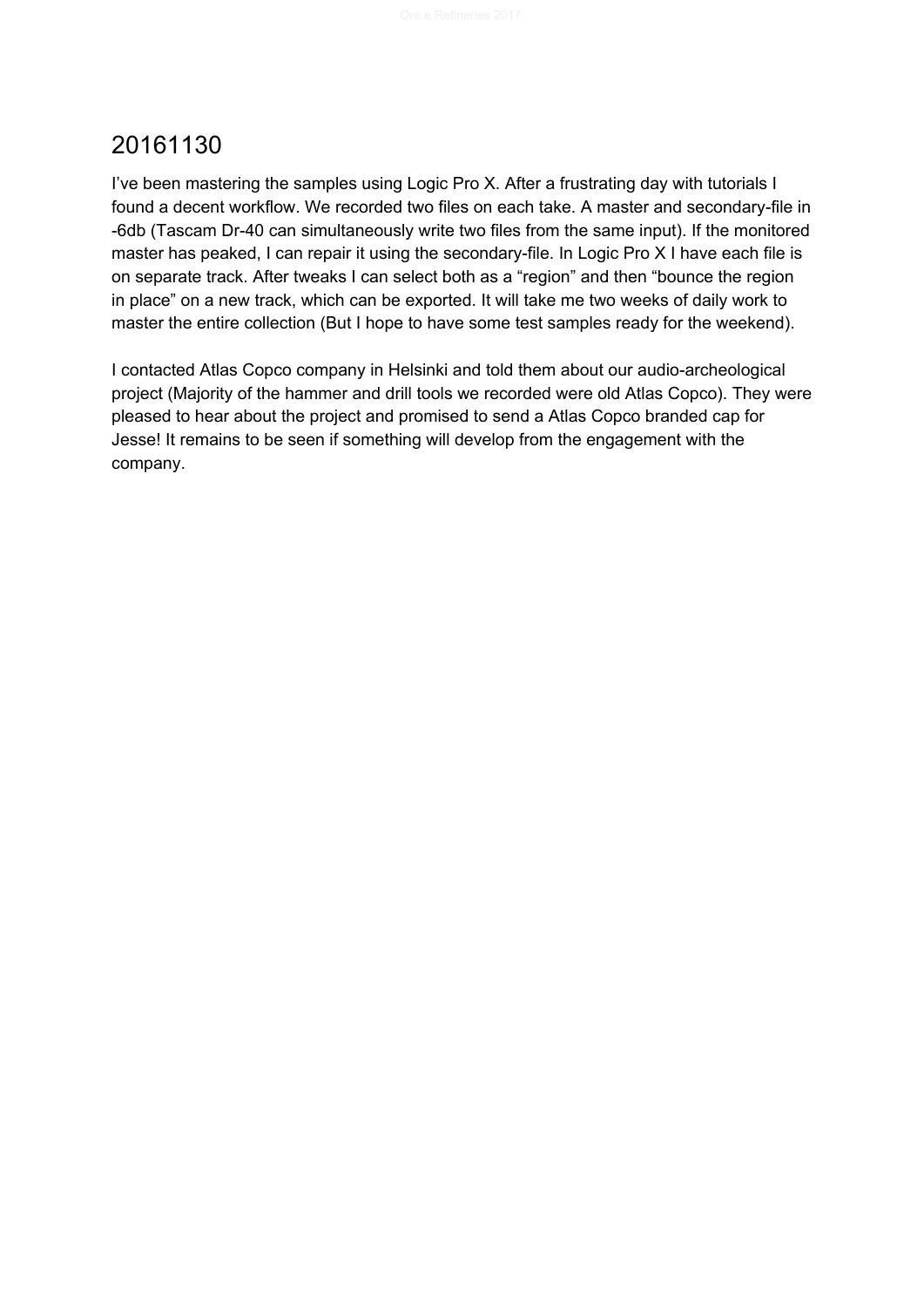## 20161130

I've been mastering the samples using Logic Pro X. After a frustrating day with tutorials I found a decent workflow. We recorded two files on each take. A master and secondary-file in -6db (Tascam Dr-40 can simultaneously write two files from the same input). If the monitored master has peaked, I can repair it using the secondary-file. In Logic Pro X I have each file is on separate track. After tweaks I can select both as a "region" and then "bounce the region in place" on a new track, which can be exported. It will take me two weeks of daily work to master the entire collection (But I hope to have some test samples ready for the weekend).

I contacted Atlas Copco company in Helsinki and told them about our audio-archeological project (Majority of the hammer and drill tools we recorded were old Atlas Copco). They were pleased to hear about the project and promised to send a Atlas Copco branded cap for Jesse! It remains to be seen if something will develop from the engagement with the company.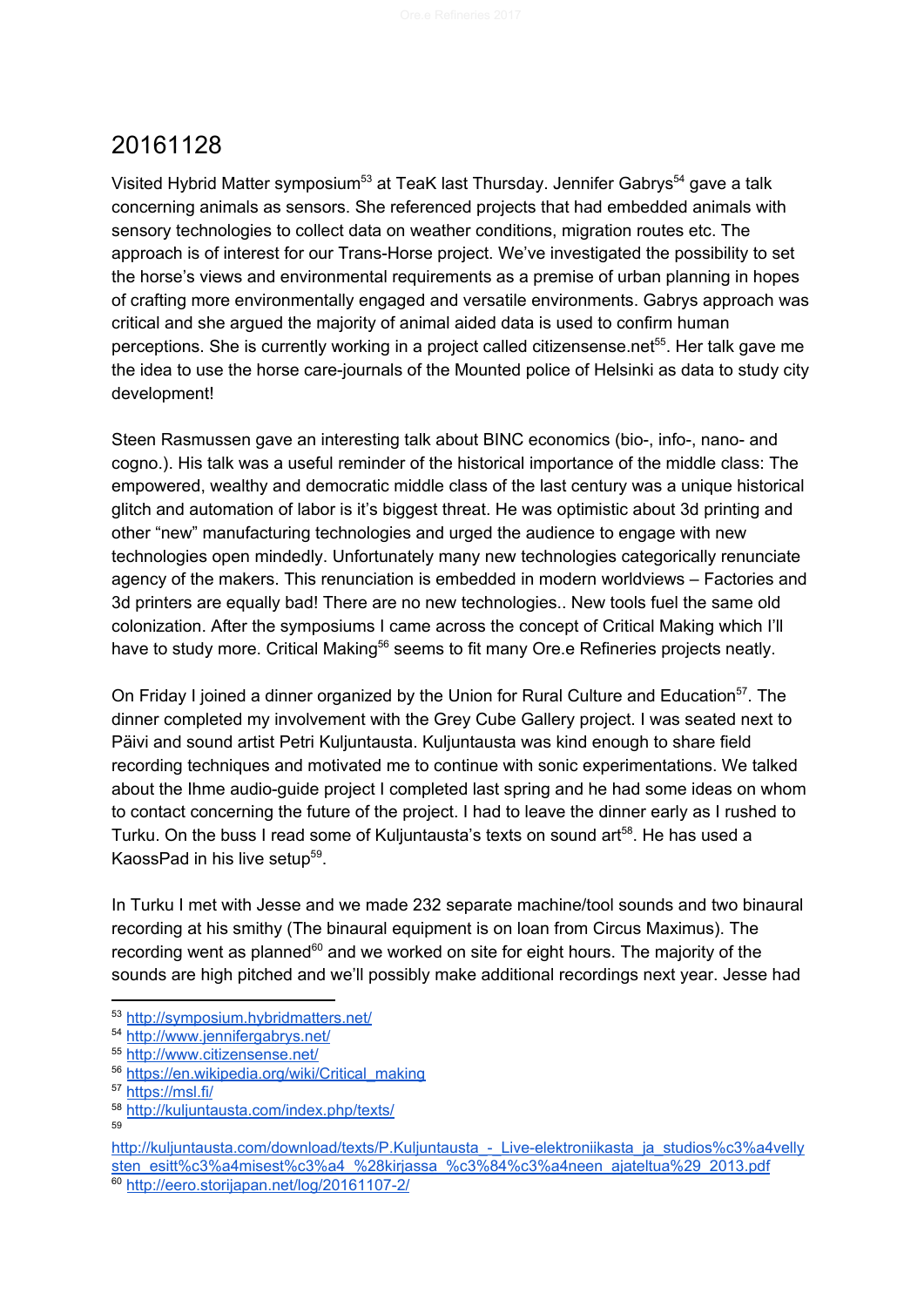# 20161128

Visited Hybrid Matter symposium[53] at TeaK last Thursday. Jennifer Gabrys[54] gave a talk concerning animals as sensors. She referenced projects that had embedded animals with sensory technologies to collect data on weather conditions, migration routes etc. The approach is of interest for our Trans-Horse project. We've investigated the possibility to set the horse's views and environmental requirements as a premise of urban planning in hopes of crafting more environmentally engaged and versatile environments. Gabrys approach was critical and she argued the majority of animal aided data is used to confirm human perceptions. She is currently working in a project called citizensense.net[55]. Her talk gave me the idea to use the horse care-journals of the Mounted police of Helsinki as data to study city development!

Steen Rasmussen gave an interesting talk about BINC economics (bio-, info-, nano- and cogno.). His talk was a useful reminder of the historical importance of the middle class: The empowered, wealthy and democratic middle class of the last century was a unique historical glitch and automation of labor is it's biggest threat. He was optimistic about 3d printing and other "new" manufacturing technologies and urged the audience to engage with new technologies open mindedly. Unfortunately many new technologies categorically renunciate agency of the makers. This renunciation is embedded in modern worldviews – Factories and 3d printers are equally bad! There are no new technologies.. New tools fuel the same old colonization. After the symposiums I came across the concept of Critical Making which I'll have to study more. Critical Making[56] seems to fit many Ore.e Refineries projects neatly.

On Friday I joined a dinner organized by the Union for Rural Culture and Education[57]. The dinner completed my involvement with the Grey Cube Gallery project. I was seated next to Päivi and sound artist Petri Kuljuntausta. Kuljuntausta was kind enough to share field recording techniques and motivated me to continue with sonic experimentations. We talked about the Ihme audio-guide project I completed last spring and he had some ideas on whom to contact concerning the future of the project. I had to leave the dinner early as I rushed to Turku. On the buss I read some of Kuljuntausta's texts on sound art[58]. He has used a KaossPad in his live setup[59].

In Turku I met with Jesse and we made 232 separate machine/tool sounds and two binaural recording at his smithy (The binaural equipment is on loan from Circus Maximus). The recording went as planned[60] and we worked on site for eight hours. The majority of the sounds are high pitched and we'll possibly make additional recordings next year. Jesse had

---

[53] http://symposium.hybridmatters.net/

[54] http://www.jennifergabrys.net/

[55] http://www.citizensense.net/

[56] https://en.wikipedia.org/wiki/Critical_making

[57] https://msl.fi/

[58] http://kuljuntausta.com/index.php/texts/

[59] http://kuljuntausta.com/download/texts/P.Kuljuntausta_-_Live-elektroniikasta_ja_studios%c3%a4vellysten_esitt%c3%a4misest%c3%a4_%28kirjassa_%c3%84%c3%a4neen_ajateltua%29_2013.pdf

[60] http://eero.storijapan.net/log/20161107-2/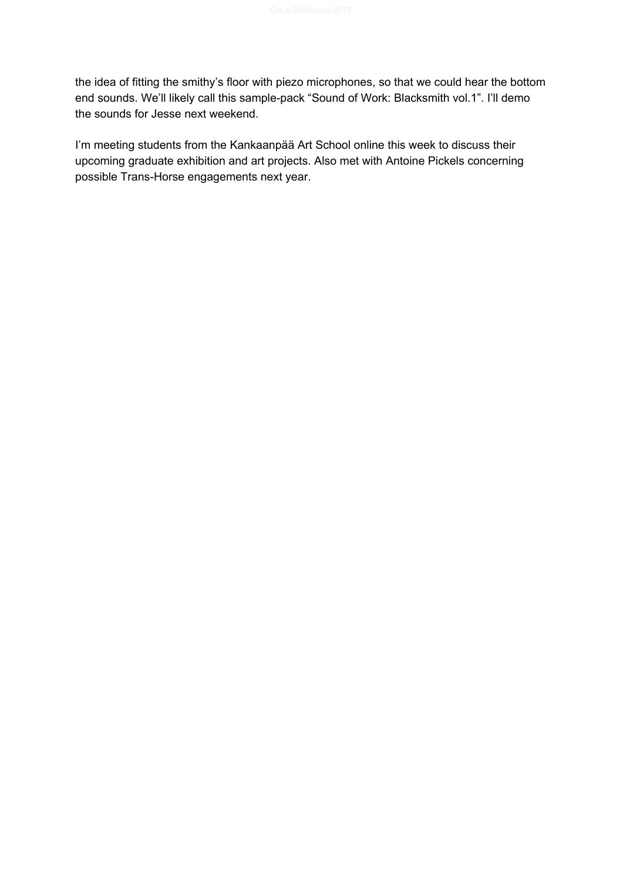the idea of fitting the smithy's floor with piezo microphones, so that we could hear the bottom end sounds. We'll likely call this sample-pack "Sound of Work: Blacksmith vol.1". I'll demo the sounds for Jesse next weekend.

I'm meeting students from the Kankaanpää Art School online this week to discuss their upcoming graduate exhibition and art projects. Also met with Antoine Pickels concerning possible Trans-Horse engagements next year.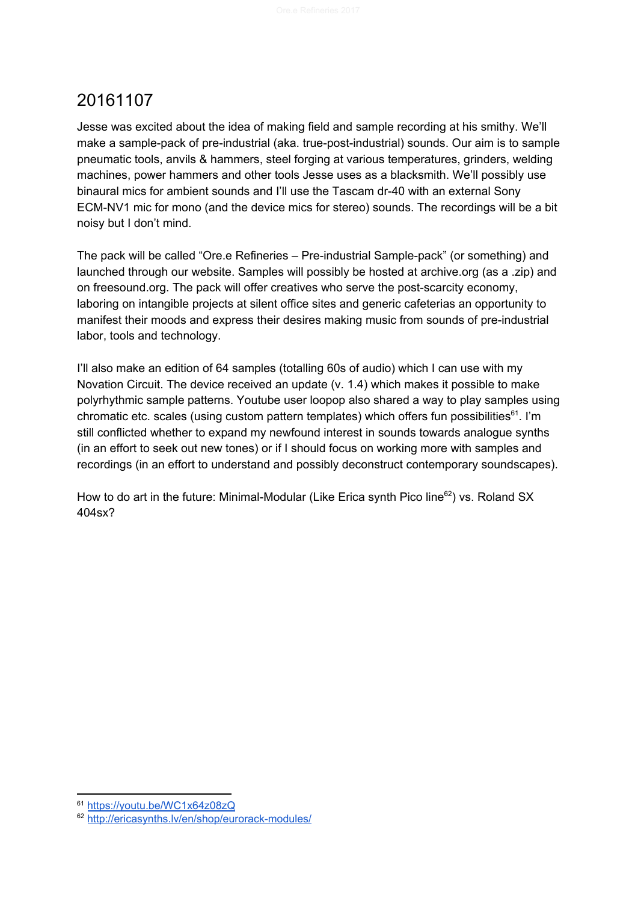# 20161107

Jesse was excited about the idea of making field and sample recording at his smithy. We'll make a sample-pack of pre-industrial (aka. true-post-industrial) sounds. Our aim is to sample pneumatic tools, anvils & hammers, steel forging at various temperatures, grinders, welding machines, power hammers and other tools Jesse uses as a blacksmith. We'll possibly use binaural mics for ambient sounds and I'll use the Tascam dr-40 with an external Sony ECM-NV1 mic for mono (and the device mics for stereo) sounds. The recordings will be a bit noisy but I don't mind.

The pack will be called "Ore.e Refineries – Pre-industrial Sample-pack" (or something) and launched through our website. Samples will possibly be hosted at archive.org (as a .zip) and on freesound.org. The pack will offer creatives who serve the post-scarcity economy, laboring on intangible projects at silent office sites and generic cafeterias an opportunity to manifest their moods and express their desires making music from sounds of pre-industrial labor, tools and technology.

I'll also make an edition of 64 samples (totalling 60s of audio) which I can use with my Novation Circuit. The device received an update (v. 1.4) which makes it possible to make polyrhythmic sample patterns. Youtube user loopop also shared a way to play samples using chromatic etc. scales (using custom pattern templates) which offers fun possibilities[61]. I'm still conflicted whether to expand my newfound interest in sounds towards analogue synths (in an effort to seek out new tones) or if I should focus on working more with samples and recordings (in an effort to understand and possibly deconstruct contemporary soundscapes).

How to do art in the future: Minimal-Modular (Like Erica synth Pico line[62]) vs. Roland SX 404sx?

---

[61] https://youtu.be/WC1x64z08zQ

[62] http://ericasynths.lv/en/shop/eurorack-modules/